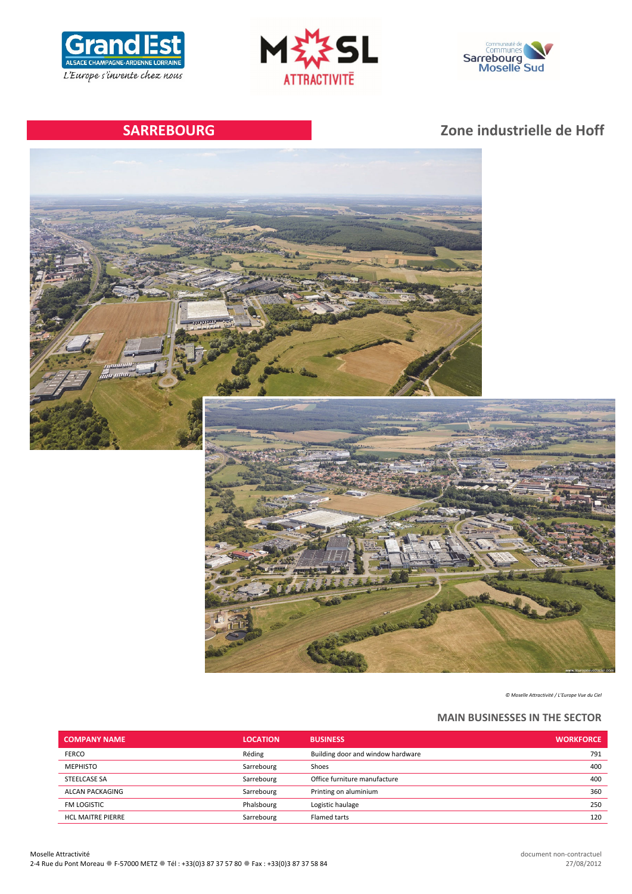## SARREBOURG

## Zone industrielle de Hoff

*© Moselle Attractivité / L'Europe Vue du Ciel*

### MAIN BUSINESSES IN THE SECTOR

| COMPANY NAME | LOCATION | BUSINESS | WORKFORCE |
|---|---|---|---|
| FERCO | Réding | Building door and window hardware | 791 |
| MEPHISTO | Sarrebourg | Shoes | 400 |
| STEELCASE SA | Sarrebourg | Office furniture manufacture | 400 |
| ALCAN PACKAGING | Sarrebourg | Printing on aluminium | 360 |
| FM LOGISTIC | Phalsbourg | Logistic haulage | 250 |
| HCL MAITRE PIERRE | Sarrebourg | Flamed tarts | 120 |

Moselle Attractivité
2-4 Rue du Pont Moreau ● F-57000 METZ ● Tél : +33(0)3 87 37 57 80 ● Fax : +33(0)3 87 37 58 84

document non-contractuel
27/08/2012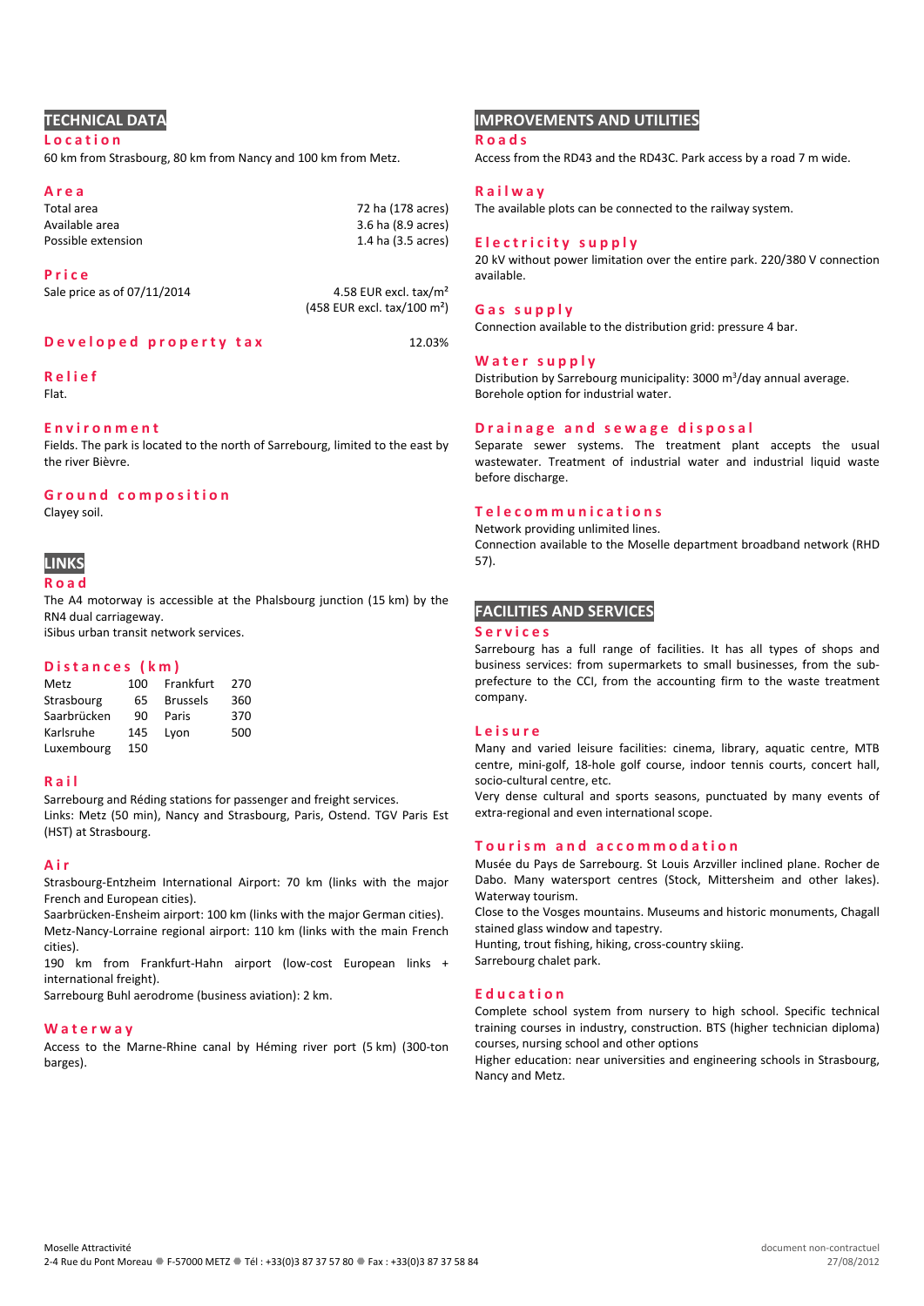# TECHNICAL DATA

## Location

60 km from Strasbourg, 80 km from Nancy and 100 km from Metz.

## Area

| | |
|---|---|
| Total area | 72 ha (178 acres) |
| Available area | 3.6 ha (8.9 acres) |
| Possible extension | 1.4 ha (3.5 acres) |

## Price

| | |
|---|---|
| Sale price as of 07/11/2014 | 4.58 EUR excl. tax/m² (458 EUR excl. tax/100 m²) |

## Developed property tax

12.03%

## Relief

Flat.

## Environment

Fields. The park is located to the north of Sarrebourg, limited to the east by the river Bièvre.

## Ground composition

Clayey soil.

# LINKS

## Road

The A4 motorway is accessible at the Phalsbourg junction (15 km) by the RN4 dual carriageway.
iSibus urban transit network services.

## Distances (km)

| | | | |
|---|---|---|---|
| Metz | 100 | Frankfurt | 270 |
| Strasbourg | 65 | Brussels | 360 |
| Saarbrücken | 90 | Paris | 370 |
| Karlsruhe | 145 | Lyon | 500 |
| Luxembourg | 150 | | |

## Rail

Sarrebourg and Réding stations for passenger and freight services.
Links: Metz (50 min), Nancy and Strasbourg, Paris, Ostend. TGV Paris Est (HST) at Strasbourg.

## Air

Strasbourg-Entzheim International Airport: 70 km (links with the major French and European cities).
Saarbrücken-Ensheim airport: 100 km (links with the major German cities).
Metz-Nancy-Lorraine regional airport: 110 km (links with the main French cities).
190 km from Frankfurt-Hahn airport (low-cost European links + international freight).
Sarrebourg Buhl aerodrome (business aviation): 2 km.

## Waterway

Access to the Marne-Rhine canal by Héming river port (5 km) (300-ton barges).

# IMPROVEMENTS AND UTILITIES

## Roads

Access from the RD43 and the RD43C. Park access by a road 7 m wide.

## Railway

The available plots can be connected to the railway system.

## Electricity supply

20 kV without power limitation over the entire park. 220/380 V connection available.

## Gas supply

Connection available to the distribution grid: pressure 4 bar.

## Water supply

Distribution by Sarrebourg municipality: 3000 m³/day annual average.
Borehole option for industrial water.

## Drainage and sewage disposal

Separate sewer systems. The treatment plant accepts the usual wastewater. Treatment of industrial water and industrial liquid waste before discharge.

## Telecommunications

Network providing unlimited lines.
Connection available to the Moselle department broadband network (RHD 57).

# FACILITIES AND SERVICES

## Services

Sarrebourg has a full range of facilities. It has all types of shops and business services: from supermarkets to small businesses, from the sub-prefecture to the CCI, from the accounting firm to the waste treatment company.

## Leisure

Many and varied leisure facilities: cinema, library, aquatic centre, MTB centre, mini-golf, 18-hole golf course, indoor tennis courts, concert hall, socio-cultural centre, etc.
Very dense cultural and sports seasons, punctuated by many events of extra-regional and even international scope.

## Tourism and accommodation

Musée du Pays de Sarrebourg. St Louis Arzviller inclined plane. Rocher de Dabo. Many watersport centres (Stock, Mittersheim and other lakes). Waterway tourism.
Close to the Vosges mountains. Museums and historic monuments, Chagall stained glass window and tapestry.
Hunting, trout fishing, hiking, cross-country skiing.
Sarrebourg chalet park.

## Education

Complete school system from nursery to high school. Specific technical training courses in industry, construction. BTS (higher technician diploma) courses, nursing school and other options
Higher education: near universities and engineering schools in Strasbourg, Nancy and Metz.

Moselle Attractivité
2-4 Rue du Pont Moreau ● F-57000 METZ ● Tél : +33(0)3 87 37 57 80 ● Fax : +33(0)3 87 37 58 84

document non-contractuel
27/08/2012